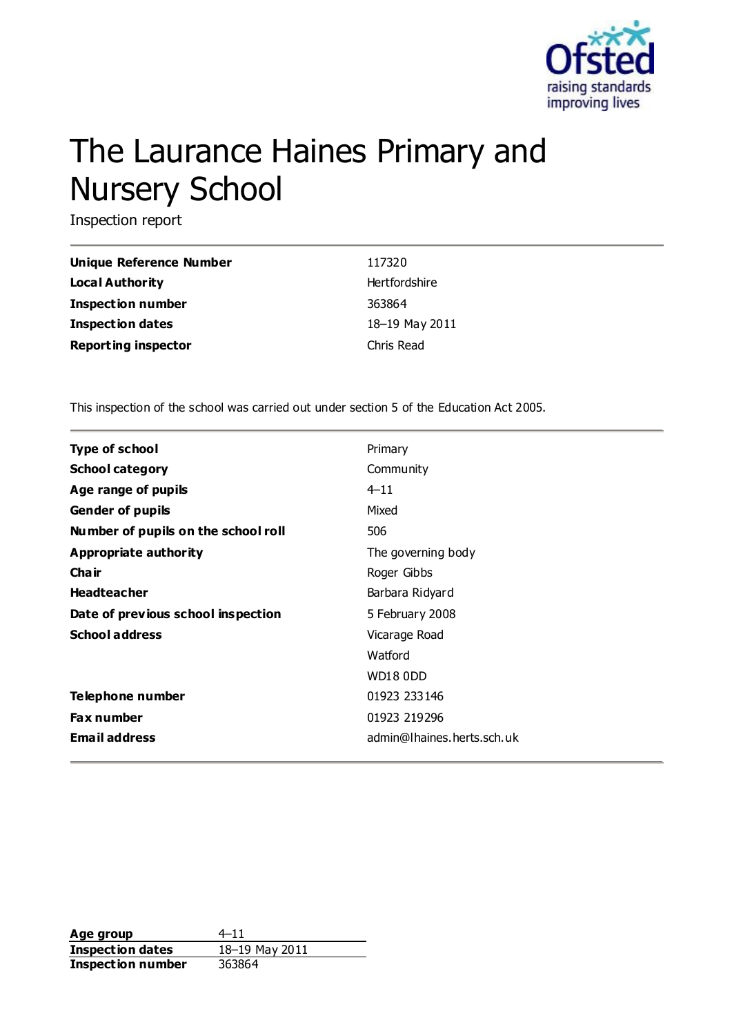# The Laurance Haines Primary and Nursery School

Inspection report

| | |
|---|---|
| **Unique Reference Number** | 117320 |
| **Local Authority** | Hertfordshire |
| **Inspection number** | 363864 |
| **Inspection dates** | 18–19 May 2011 |
| **Reporting inspector** | Chris Read |

This inspection of the school was carried out under section 5 of the Education Act 2005.

| | |
|---|---|
| **Type of school** | Primary |
| **School category** | Community |
| **Age range of pupils** | 4–11 |
| **Gender of pupils** | Mixed |
| **Number of pupils on the school roll** | 506 |
| **Appropriate authority** | The governing body |
| **Chair** | Roger Gibbs |
| **Headteacher** | Barbara Ridyard |
| **Date of previous school inspection** | 5 February 2008 |
| **School address** | Vicarage Road<br>Watford<br>WD18 0DD |
| **Telephone number** | 01923 233146 |
| **Fax number** | 01923 219296 |
| **Email address** | admin@lhaines.herts.sch.uk |

| | |
|---|---|
| **Age group** | 4–11 |
| **Inspection dates** | 18–19 May 2011 |
| **Inspection number** | 363864 |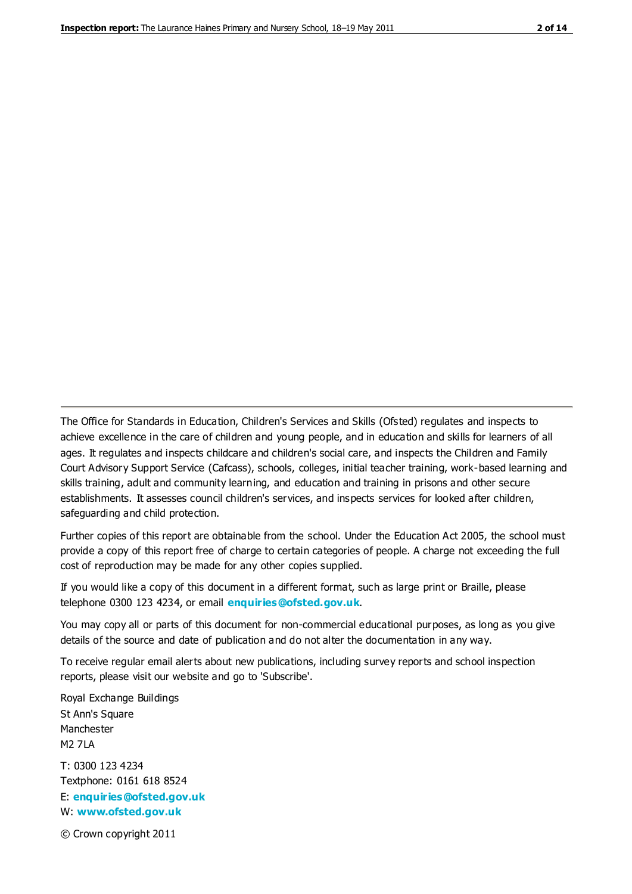The Office for Standards in Education, Children's Services and Skills (Ofsted) regulates and inspects to achieve excellence in the care of children and young people, and in education and skills for learners of all ages. It regulates and inspects childcare and children's social care, and inspects the Children and Family Court Advisory Support Service (Cafcass), schools, colleges, initial teacher training, work-based learning and skills training, adult and community learning, and education and training in prisons and other secure establishments. It assesses council children's services, and inspects services for looked after children, safeguarding and child protection.

Further copies of this report are obtainable from the school. Under the Education Act 2005, the school must provide a copy of this report free of charge to certain categories of people. A charge not exceeding the full cost of reproduction may be made for any other copies supplied.

If you would like a copy of this document in a different format, such as large print or Braille, please telephone 0300 123 4234, or email **enquiries@ofsted.gov.uk**.

You may copy all or parts of this document for non-commercial educational purposes, as long as you give details of the source and date of publication and do not alter the documentation in any way.

To receive regular email alerts about new publications, including survey reports and school inspection reports, please visit our website and go to 'Subscribe'.

Royal Exchange Buildings
St Ann's Square
Manchester
M2 7LA

T: 0300 123 4234
Textphone: 0161 618 8524
E: **enquiries@ofsted.gov.uk**
W: **www.ofsted.gov.uk**

© Crown copyright 2011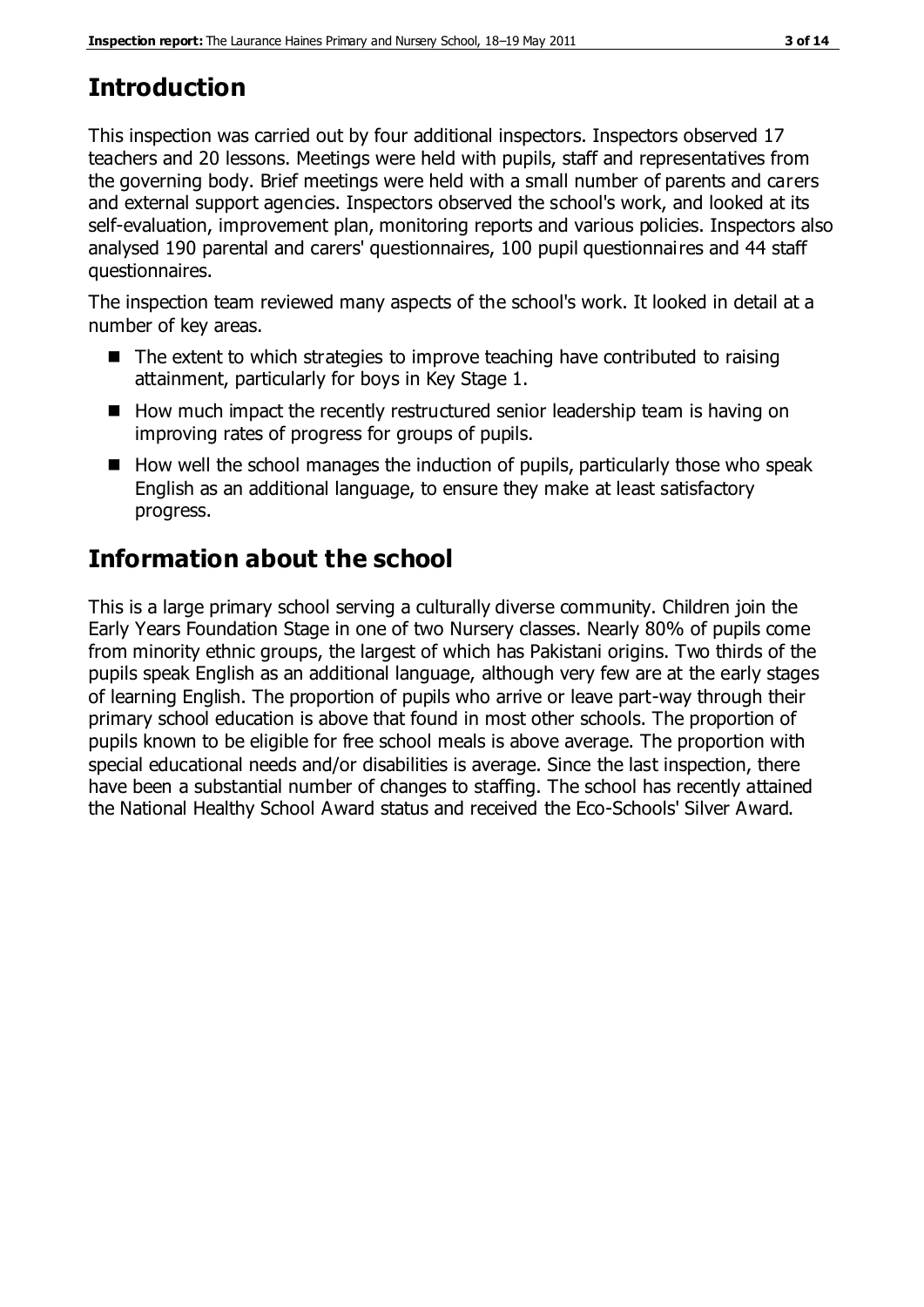## Introduction

This inspection was carried out by four additional inspectors. Inspectors observed 17 teachers and 20 lessons. Meetings were held with pupils, staff and representatives from the governing body. Brief meetings were held with a small number of parents and carers and external support agencies. Inspectors observed the school's work, and looked at its self-evaluation, improvement plan, monitoring reports and various policies. Inspectors also analysed 190 parental and carers' questionnaires, 100 pupil questionnaires and 44 staff questionnaires.

The inspection team reviewed many aspects of the school's work. It looked in detail at a number of key areas.

- The extent to which strategies to improve teaching have contributed to raising attainment, particularly for boys in Key Stage 1.
- How much impact the recently restructured senior leadership team is having on improving rates of progress for groups of pupils.
- How well the school manages the induction of pupils, particularly those who speak English as an additional language, to ensure they make at least satisfactory progress.

## Information about the school

This is a large primary school serving a culturally diverse community. Children join the Early Years Foundation Stage in one of two Nursery classes. Nearly 80% of pupils come from minority ethnic groups, the largest of which has Pakistani origins. Two thirds of the pupils speak English as an additional language, although very few are at the early stages of learning English. The proportion of pupils who arrive or leave part-way through their primary school education is above that found in most other schools. The proportion of pupils known to be eligible for free school meals is above average. The proportion with special educational needs and/or disabilities is average. Since the last inspection, there have been a substantial number of changes to staffing. The school has recently attained the National Healthy School Award status and received the Eco-Schools' Silver Award.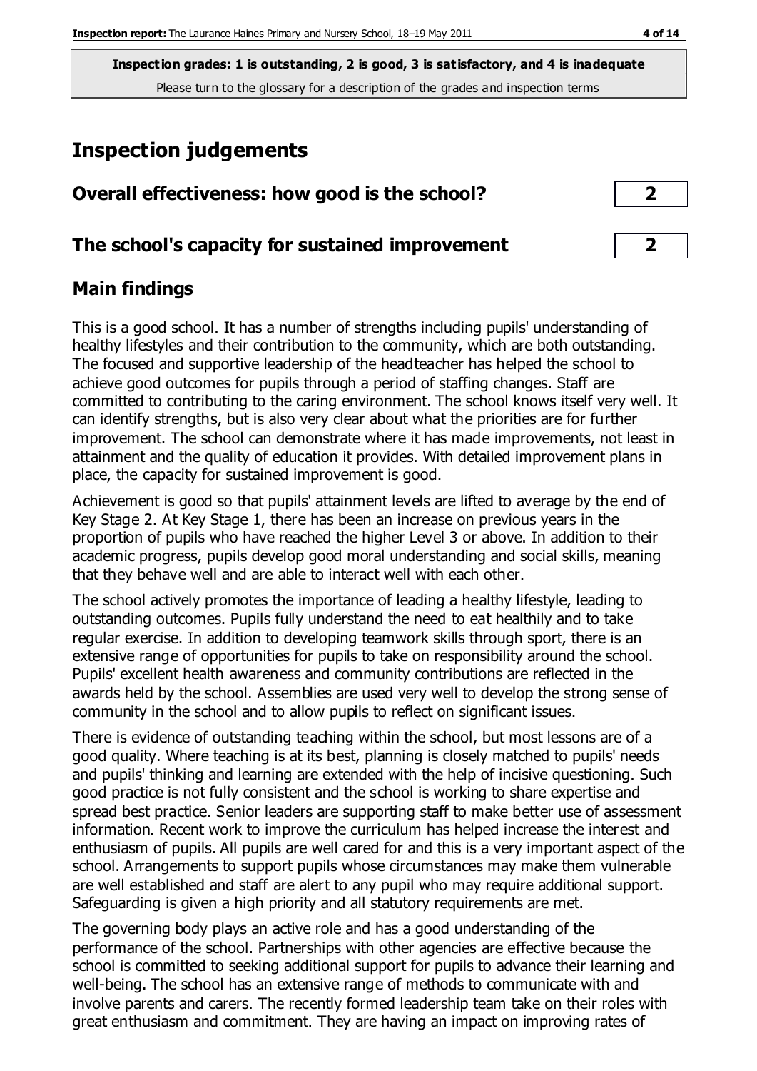**Inspection grades: 1 is outstanding, 2 is good, 3 is satisfactory, and 4 is inadequate**
Please turn to the glossary for a description of the grades and inspection terms

# Inspection judgements

| Overall effectiveness: how good is the school? | 2 |
|---|---|
| **The school's capacity for sustained improvement** | **2** |

## Main findings

This is a good school. It has a number of strengths including pupils' understanding of healthy lifestyles and their contribution to the community, which are both outstanding. The focused and supportive leadership of the headteacher has helped the school to achieve good outcomes for pupils through a period of staffing changes. Staff are committed to contributing to the caring environment. The school knows itself very well. It can identify strengths, but is also very clear about what the priorities are for further improvement. The school can demonstrate where it has made improvements, not least in attainment and the quality of education it provides. With detailed improvement plans in place, the capacity for sustained improvement is good.

Achievement is good so that pupils' attainment levels are lifted to average by the end of Key Stage 2. At Key Stage 1, there has been an increase on previous years in the proportion of pupils who have reached the higher Level 3 or above. In addition to their academic progress, pupils develop good moral understanding and social skills, meaning that they behave well and are able to interact well with each other.

The school actively promotes the importance of leading a healthy lifestyle, leading to outstanding outcomes. Pupils fully understand the need to eat healthily and to take regular exercise. In addition to developing teamwork skills through sport, there is an extensive range of opportunities for pupils to take on responsibility around the school. Pupils' excellent health awareness and community contributions are reflected in the awards held by the school. Assemblies are used very well to develop the strong sense of community in the school and to allow pupils to reflect on significant issues.

There is evidence of outstanding teaching within the school, but most lessons are of a good quality. Where teaching is at its best, planning is closely matched to pupils' needs and pupils' thinking and learning are extended with the help of incisive questioning. Such good practice is not fully consistent and the school is working to share expertise and spread best practice. Senior leaders are supporting staff to make better use of assessment information. Recent work to improve the curriculum has helped increase the interest and enthusiasm of pupils. All pupils are well cared for and this is a very important aspect of the school. Arrangements to support pupils whose circumstances may make them vulnerable are well established and staff are alert to any pupil who may require additional support. Safeguarding is given a high priority and all statutory requirements are met.

The governing body plays an active role and has a good understanding of the performance of the school. Partnerships with other agencies are effective because the school is committed to seeking additional support for pupils to advance their learning and well-being. The school has an extensive range of methods to communicate with and involve parents and carers. The recently formed leadership team take on their roles with great enthusiasm and commitment. They are having an impact on improving rates of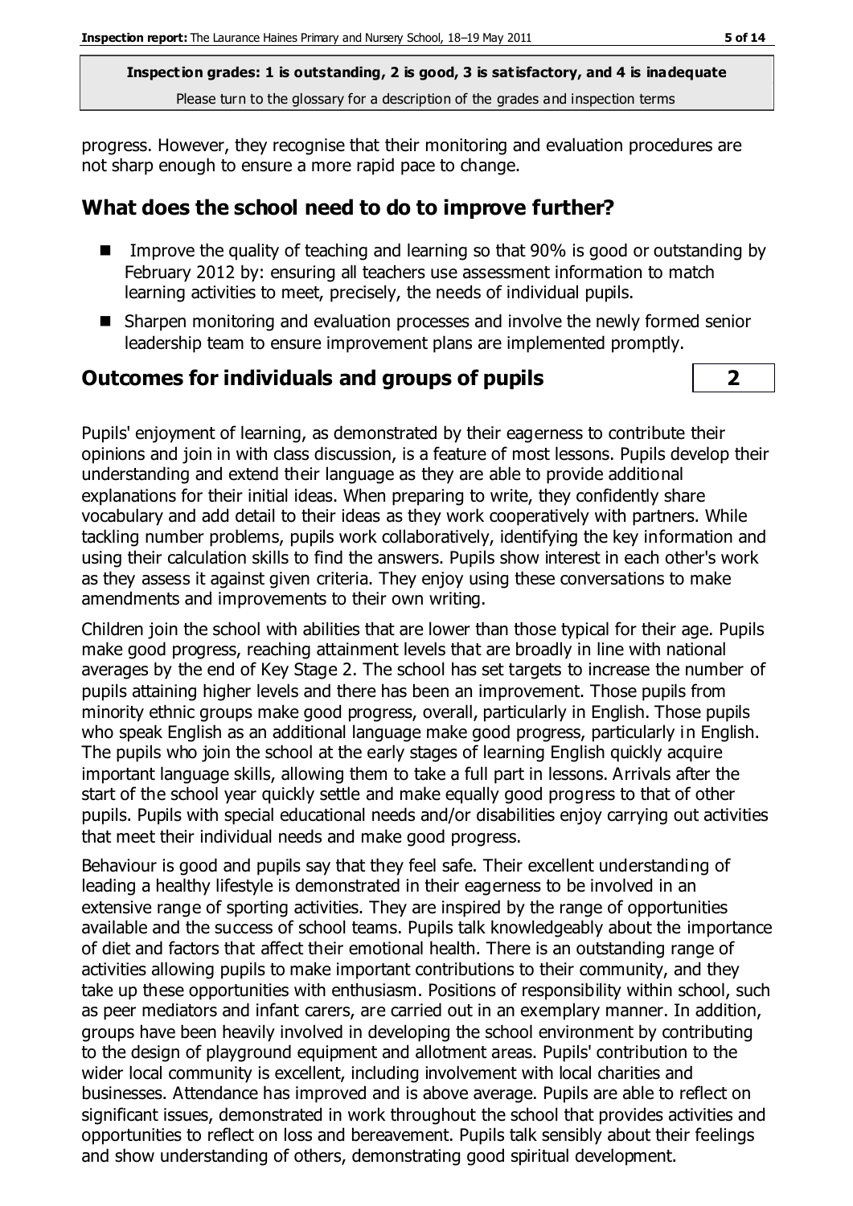progress. However, they recognise that their monitoring and evaluation procedures are not sharp enough to ensure a more rapid pace to change.

## What does the school need to do to improve further?

- Improve the quality of teaching and learning so that 90% is good or outstanding by February 2012 by: ensuring all teachers use assessment information to match learning activities to meet, precisely, the needs of individual pupils.
- Sharpen monitoring and evaluation processes and involve the newly formed senior leadership team to ensure improvement plans are implemented promptly.

## Outcomes for individuals and groups of pupils — 2

Pupils' enjoyment of learning, as demonstrated by their eagerness to contribute their opinions and join in with class discussion, is a feature of most lessons. Pupils develop their understanding and extend their language as they are able to provide additional explanations for their initial ideas. When preparing to write, they confidently share vocabulary and add detail to their ideas as they work cooperatively with partners. While tackling number problems, pupils work collaboratively, identifying the key information and using their calculation skills to find the answers. Pupils show interest in each other's work as they assess it against given criteria. They enjoy using these conversations to make amendments and improvements to their own writing.

Children join the school with abilities that are lower than those typical for their age. Pupils make good progress, reaching attainment levels that are broadly in line with national averages by the end of Key Stage 2. The school has set targets to increase the number of pupils attaining higher levels and there has been an improvement. Those pupils from minority ethnic groups make good progress, overall, particularly in English. Those pupils who speak English as an additional language make good progress, particularly in English. The pupils who join the school at the early stages of learning English quickly acquire important language skills, allowing them to take a full part in lessons. Arrivals after the start of the school year quickly settle and make equally good progress to that of other pupils. Pupils with special educational needs and/or disabilities enjoy carrying out activities that meet their individual needs and make good progress.

Behaviour is good and pupils say that they feel safe. Their excellent understanding of leading a healthy lifestyle is demonstrated in their eagerness to be involved in an extensive range of sporting activities. They are inspired by the range of opportunities available and the success of school teams. Pupils talk knowledgeably about the importance of diet and factors that affect their emotional health. There is an outstanding range of activities allowing pupils to make important contributions to their community, and they take up these opportunities with enthusiasm. Positions of responsibility within school, such as peer mediators and infant carers, are carried out in an exemplary manner. In addition, groups have been heavily involved in developing the school environment by contributing to the design of playground equipment and allotment areas. Pupils' contribution to the wider local community is excellent, including involvement with local charities and businesses. Attendance has improved and is above average. Pupils are able to reflect on significant issues, demonstrated in work throughout the school that provides activities and opportunities to reflect on loss and bereavement. Pupils talk sensibly about their feelings and show understanding of others, demonstrating good spiritual development.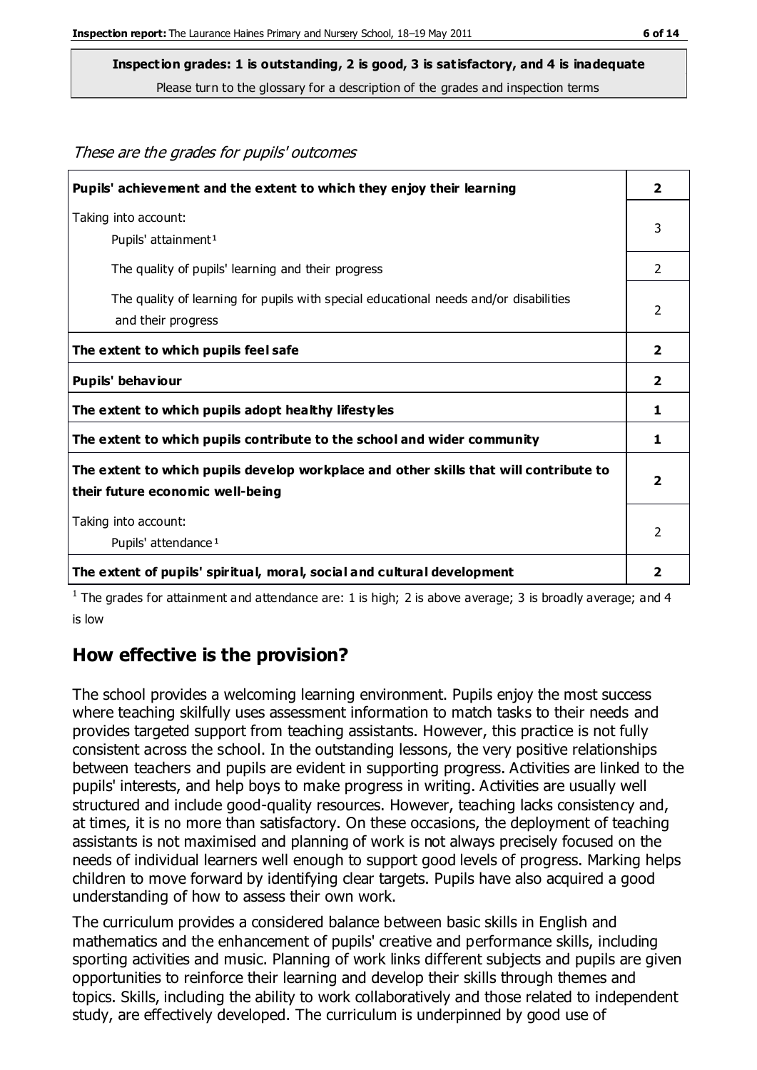**Inspection grades: 1 is outstanding, 2 is good, 3 is satisfactory, and 4 is inadequate**
Please turn to the glossary for a description of the grades and inspection terms

*These are the grades for pupils' outcomes*

| | |
|---|---|
| **Pupils' achievement and the extent to which they enjoy their learning** | **2** |
| Taking into account:<br>Pupils' attainment[1] | 3 |
| The quality of pupils' learning and their progress | 2 |
| The quality of learning for pupils with special educational needs and/or disabilities and their progress | 2 |
| **The extent to which pupils feel safe** | **2** |
| **Pupils' behaviour** | **2** |
| **The extent to which pupils adopt healthy lifestyles** | **1** |
| **The extent to which pupils contribute to the school and wider community** | **1** |
| **The extent to which pupils develop workplace and other skills that will contribute to their future economic well-being** | **2** |
| Taking into account:<br>Pupils' attendance[1] | 2 |
| **The extent of pupils' spiritual, moral, social and cultural development** | **2** |

[1] The grades for attainment and attendance are: 1 is high; 2 is above average; 3 is broadly average; and 4 is low

## How effective is the provision?

The school provides a welcoming learning environment. Pupils enjoy the most success where teaching skilfully uses assessment information to match tasks to their needs and provides targeted support from teaching assistants. However, this practice is not fully consistent across the school. In the outstanding lessons, the very positive relationships between teachers and pupils are evident in supporting progress. Activities are linked to the pupils' interests, and help boys to make progress in writing. Activities are usually well structured and include good-quality resources. However, teaching lacks consistency and, at times, it is no more than satisfactory. On these occasions, the deployment of teaching assistants is not maximised and planning of work is not always precisely focused on the needs of individual learners well enough to support good levels of progress. Marking helps children to move forward by identifying clear targets. Pupils have also acquired a good understanding of how to assess their own work.

The curriculum provides a considered balance between basic skills in English and mathematics and the enhancement of pupils' creative and performance skills, including sporting activities and music. Planning of work links different subjects and pupils are given opportunities to reinforce their learning and develop their skills through themes and topics. Skills, including the ability to work collaboratively and those related to independent study, are effectively developed. The curriculum is underpinned by good use of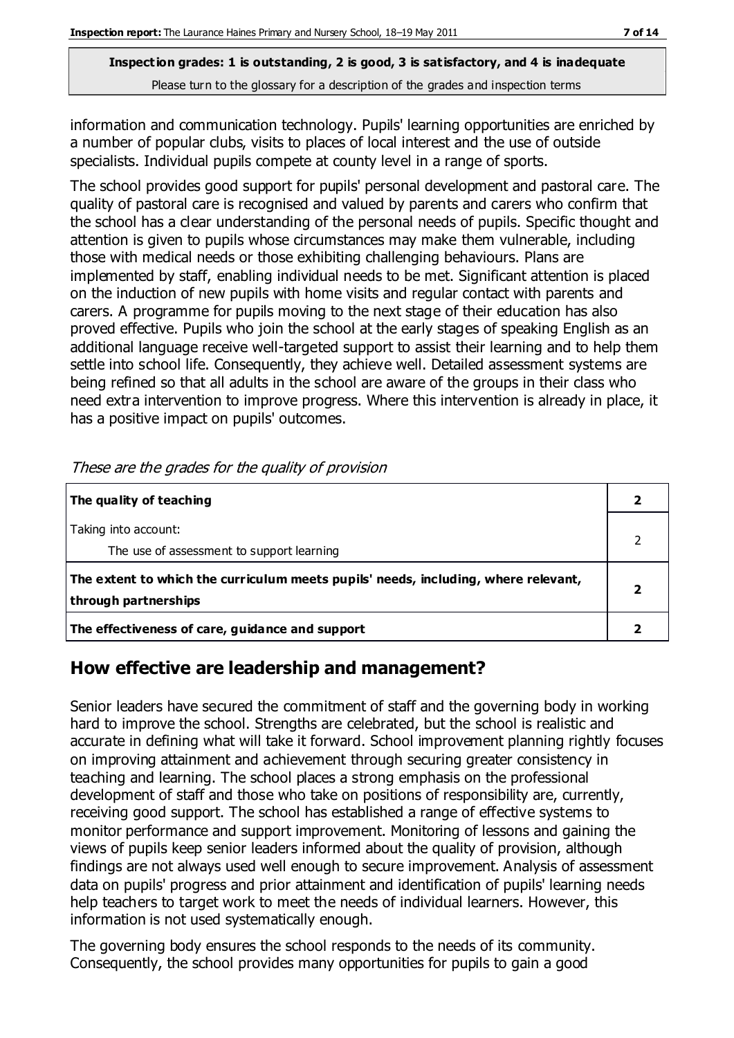information and communication technology. Pupils' learning opportunities are enriched by a number of popular clubs, visits to places of local interest and the use of outside specialists. Individual pupils compete at county level in a range of sports.

The school provides good support for pupils' personal development and pastoral care. The quality of pastoral care is recognised and valued by parents and carers who confirm that the school has a clear understanding of the personal needs of pupils. Specific thought and attention is given to pupils whose circumstances may make them vulnerable, including those with medical needs or those exhibiting challenging behaviours. Plans are implemented by staff, enabling individual needs to be met. Significant attention is placed on the induction of new pupils with home visits and regular contact with parents and carers. A programme for pupils moving to the next stage of their education has also proved effective. Pupils who join the school at the early stages of speaking English as an additional language receive well-targeted support to assist their learning and to help them settle into school life. Consequently, they achieve well. Detailed assessment systems are being refined so that all adults in the school are aware of the groups in their class who need extra intervention to improve progress. Where this intervention is already in place, it has a positive impact on pupils' outcomes.

*These are the grades for the quality of provision*

| | |
|---|---|
| **The quality of teaching** | **2** |
| Taking into account:<br>The use of assessment to support learning | 2 |
| **The extent to which the curriculum meets pupils' needs, including, where relevant, through partnerships** | **2** |
| **The effectiveness of care, guidance and support** | **2** |

## How effective are leadership and management?

Senior leaders have secured the commitment of staff and the governing body in working hard to improve the school. Strengths are celebrated, but the school is realistic and accurate in defining what will take it forward. School improvement planning rightly focuses on improving attainment and achievement through securing greater consistency in teaching and learning. The school places a strong emphasis on the professional development of staff and those who take on positions of responsibility are, currently, receiving good support. The school has established a range of effective systems to monitor performance and support improvement. Monitoring of lessons and gaining the views of pupils keep senior leaders informed about the quality of provision, although findings are not always used well enough to secure improvement. Analysis of assessment data on pupils' progress and prior attainment and identification of pupils' learning needs help teachers to target work to meet the needs of individual learners. However, this information is not used systematically enough.

The governing body ensures the school responds to the needs of its community. Consequently, the school provides many opportunities for pupils to gain a good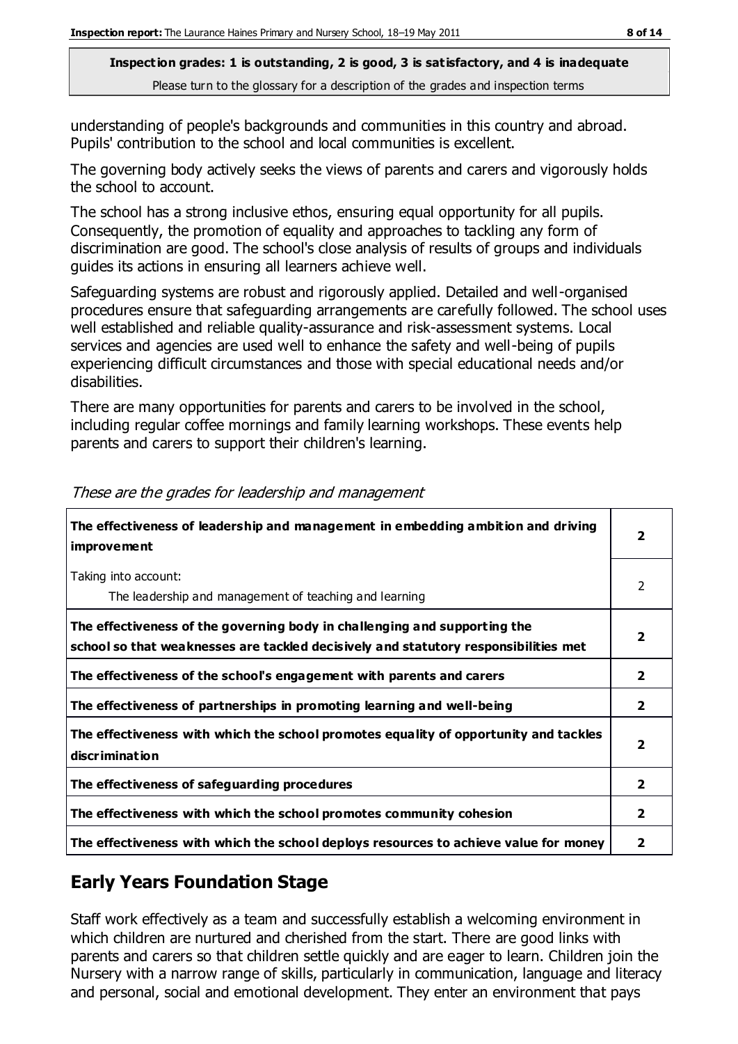understanding of people's backgrounds and communities in this country and abroad. Pupils' contribution to the school and local communities is excellent.

The governing body actively seeks the views of parents and carers and vigorously holds the school to account.

The school has a strong inclusive ethos, ensuring equal opportunity for all pupils. Consequently, the promotion of equality and approaches to tackling any form of discrimination are good. The school's close analysis of results of groups and individuals guides its actions in ensuring all learners achieve well.

Safeguarding systems are robust and rigorously applied. Detailed and well-organised procedures ensure that safeguarding arrangements are carefully followed. The school uses well established and reliable quality-assurance and risk-assessment systems. Local services and agencies are used well to enhance the safety and well-being of pupils experiencing difficult circumstances and those with special educational needs and/or disabilities.

There are many opportunities for parents and carers to be involved in the school, including regular coffee mornings and family learning workshops. These events help parents and carers to support their children's learning.

*These are the grades for leadership and management*

| | |
|---|---|
| **The effectiveness of leadership and management in embedding ambition and driving improvement** | **2** |
| Taking into account: The leadership and management of teaching and learning | 2 |
| **The effectiveness of the governing body in challenging and supporting the school so that weaknesses are tackled decisively and statutory responsibilities met** | **2** |
| **The effectiveness of the school's engagement with parents and carers** | **2** |
| **The effectiveness of partnerships in promoting learning and well-being** | **2** |
| **The effectiveness with which the school promotes equality of opportunity and tackles discrimination** | **2** |
| **The effectiveness of safeguarding procedures** | **2** |
| **The effectiveness with which the school promotes community cohesion** | **2** |
| **The effectiveness with which the school deploys resources to achieve value for money** | **2** |

## Early Years Foundation Stage

Staff work effectively as a team and successfully establish a welcoming environment in which children are nurtured and cherished from the start. There are good links with parents and carers so that children settle quickly and are eager to learn. Children join the Nursery with a narrow range of skills, particularly in communication, language and literacy and personal, social and emotional development. They enter an environment that pays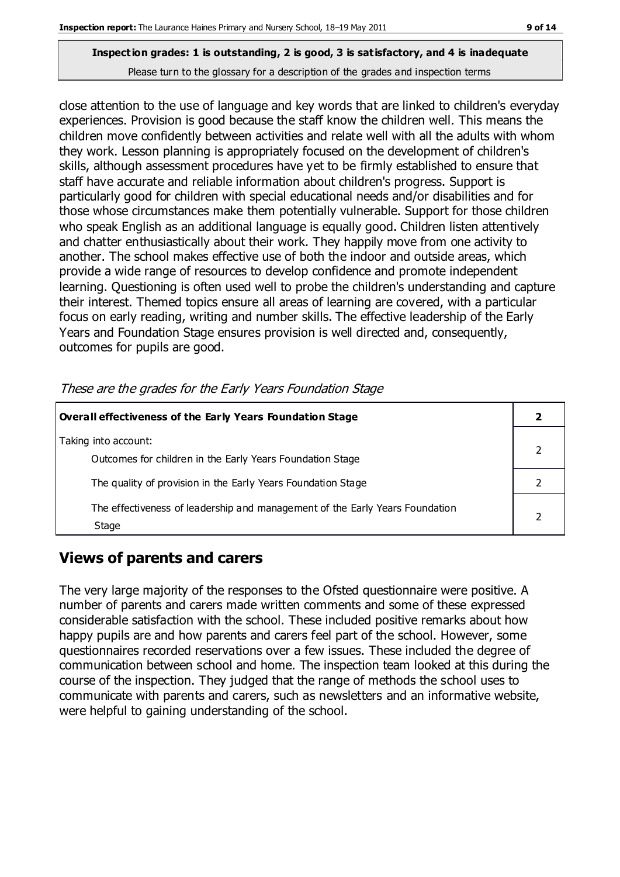**Inspection grades: 1 is outstanding, 2 is good, 3 is satisfactory, and 4 is inadequate**
Please turn to the glossary for a description of the grades and inspection terms

close attention to the use of language and key words that are linked to children's everyday experiences. Provision is good because the staff know the children well. This means the children move confidently between activities and relate well with all the adults with whom they work. Lesson planning is appropriately focused on the development of children's skills, although assessment procedures have yet to be firmly established to ensure that staff have accurate and reliable information about children's progress. Support is particularly good for children with special educational needs and/or disabilities and for those whose circumstances make them potentially vulnerable. Support for those children who speak English as an additional language is equally good. Children listen attentively and chatter enthusiastically about their work. They happily move from one activity to another. The school makes effective use of both the indoor and outside areas, which provide a wide range of resources to develop confidence and promote independent learning. Questioning is often used well to probe the children's understanding and capture their interest. Themed topics ensure all areas of learning are covered, with a particular focus on early reading, writing and number skills. The effective leadership of the Early Years and Foundation Stage ensures provision is well directed and, consequently, outcomes for pupils are good.

*These are the grades for the Early Years Foundation Stage*

| **Overall effectiveness of the Early Years Foundation Stage** | **2** |
|---|---|
| Taking into account:<br>Outcomes for children in the Early Years Foundation Stage | 2 |
| The quality of provision in the Early Years Foundation Stage | 2 |
| The effectiveness of leadership and management of the Early Years Foundation Stage | 2 |

## Views of parents and carers

The very large majority of the responses to the Ofsted questionnaire were positive. A number of parents and carers made written comments and some of these expressed considerable satisfaction with the school. These included positive remarks about how happy pupils are and how parents and carers feel part of the school. However, some questionnaires recorded reservations over a few issues. These included the degree of communication between school and home. The inspection team looked at this during the course of the inspection. They judged that the range of methods the school uses to communicate with parents and carers, such as newsletters and an informative website, were helpful to gaining understanding of the school.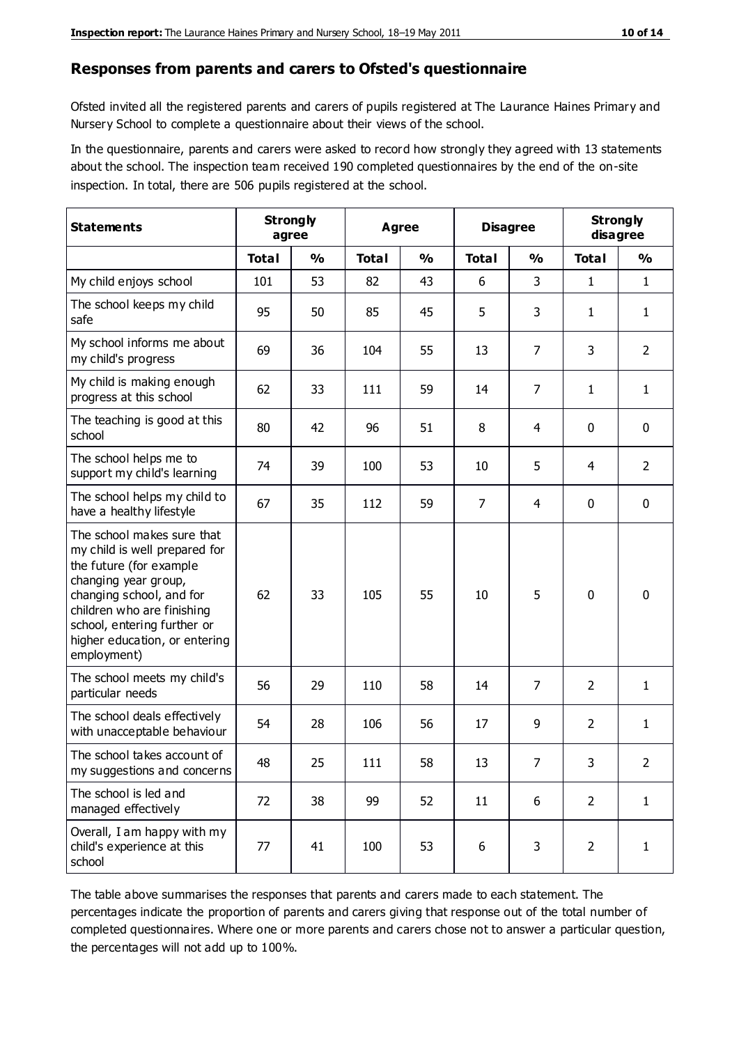## Responses from parents and carers to Ofsted's questionnaire

Ofsted invited all the registered parents and carers of pupils registered at The Laurance Haines Primary and Nursery School to complete a questionnaire about their views of the school.

In the questionnaire, parents and carers were asked to record how strongly they agreed with 13 statements about the school. The inspection team received 190 completed questionnaires by the end of the on-site inspection. In total, there are 506 pupils registered at the school.

| Statements | Strongly agree | | Agree | | Disagree | | Strongly disagree | |
|---|---|---|---|---|---|---|---|---|
| | Total | % | Total | % | Total | % | Total | % |
| My child enjoys school | 101 | 53 | 82 | 43 | 6 | 3 | 1 | 1 |
| The school keeps my child safe | 95 | 50 | 85 | 45 | 5 | 3 | 1 | 1 |
| My school informs me about my child's progress | 69 | 36 | 104 | 55 | 13 | 7 | 3 | 2 |
| My child is making enough progress at this school | 62 | 33 | 111 | 59 | 14 | 7 | 1 | 1 |
| The teaching is good at this school | 80 | 42 | 96 | 51 | 8 | 4 | 0 | 0 |
| The school helps me to support my child's learning | 74 | 39 | 100 | 53 | 10 | 5 | 4 | 2 |
| The school helps my child to have a healthy lifestyle | 67 | 35 | 112 | 59 | 7 | 4 | 0 | 0 |
| The school makes sure that my child is well prepared for the future (for example changing year group, changing school, and for children who are finishing school, entering further or higher education, or entering employment) | 62 | 33 | 105 | 55 | 10 | 5 | 0 | 0 |
| The school meets my child's particular needs | 56 | 29 | 110 | 58 | 14 | 7 | 2 | 1 |
| The school deals effectively with unacceptable behaviour | 54 | 28 | 106 | 56 | 17 | 9 | 2 | 1 |
| The school takes account of my suggestions and concerns | 48 | 25 | 111 | 58 | 13 | 7 | 3 | 2 |
| The school is led and managed effectively | 72 | 38 | 99 | 52 | 11 | 6 | 2 | 1 |
| Overall, I am happy with my child's experience at this school | 77 | 41 | 100 | 53 | 6 | 3 | 2 | 1 |

The table above summarises the responses that parents and carers made to each statement. The percentages indicate the proportion of parents and carers giving that response out of the total number of completed questionnaires. Where one or more parents and carers chose not to answer a particular question, the percentages will not add up to 100%.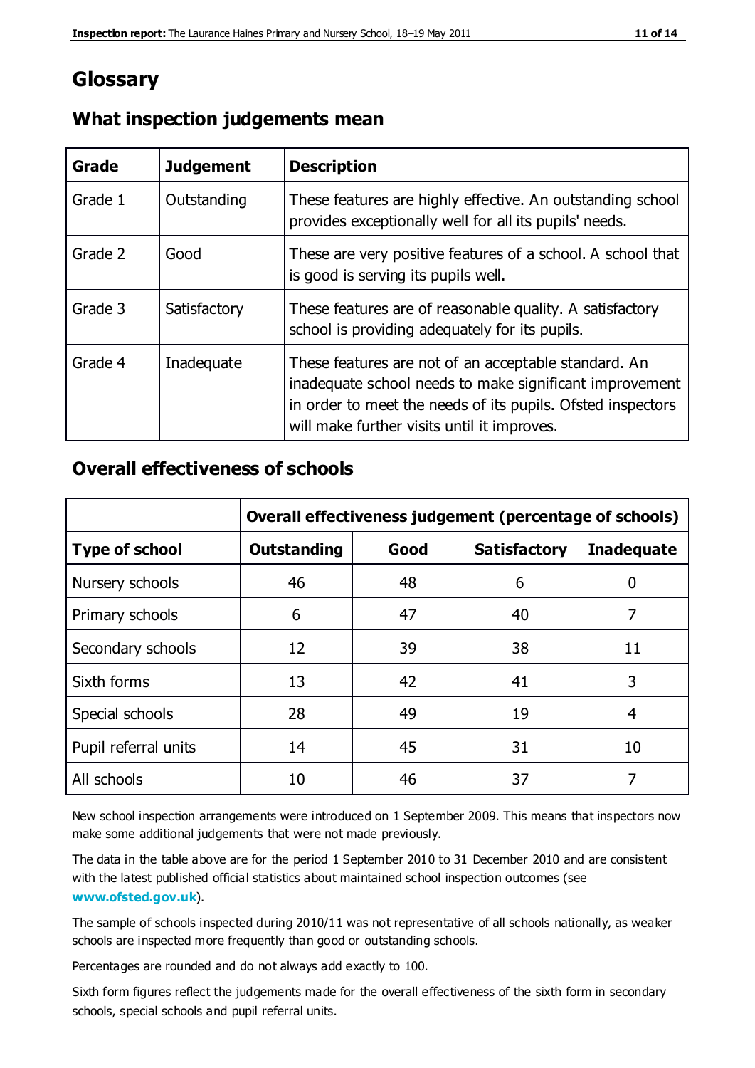# Glossary

## What inspection judgements mean

| Grade | Judgement | Description |
| --- | --- | --- |
| Grade 1 | Outstanding | These features are highly effective. An outstanding school provides exceptionally well for all its pupils' needs. |
| Grade 2 | Good | These are very positive features of a school. A school that is good is serving its pupils well. |
| Grade 3 | Satisfactory | These features are of reasonable quality. A satisfactory school is providing adequately for its pupils. |
| Grade 4 | Inadequate | These features are not of an acceptable standard. An inadequate school needs to make significant improvement in order to meet the needs of its pupils. Ofsted inspectors will make further visits until it improves. |

## Overall effectiveness of schools

| | Overall effectiveness judgement (percentage of schools) | | | |
| --- | --- | --- | --- | --- |
| **Type of school** | **Outstanding** | **Good** | **Satisfactory** | **Inadequate** |
| Nursery schools | 46 | 48 | 6 | 0 |
| Primary schools | 6 | 47 | 40 | 7 |
| Secondary schools | 12 | 39 | 38 | 11 |
| Sixth forms | 13 | 42 | 41 | 3 |
| Special schools | 28 | 49 | 19 | 4 |
| Pupil referral units | 14 | 45 | 31 | 10 |
| All schools | 10 | 46 | 37 | 7 |

New school inspection arrangements were introduced on 1 September 2009. This means that inspectors now make some additional judgements that were not made previously.

The data in the table above are for the period 1 September 2010 to 31 December 2010 and are consistent with the latest published official statistics about maintained school inspection outcomes (see **www.ofsted.gov.uk**).

The sample of schools inspected during 2010/11 was not representative of all schools nationally, as weaker schools are inspected more frequently than good or outstanding schools.

Percentages are rounded and do not always add exactly to 100.

Sixth form figures reflect the judgements made for the overall effectiveness of the sixth form in secondary schools, special schools and pupil referral units.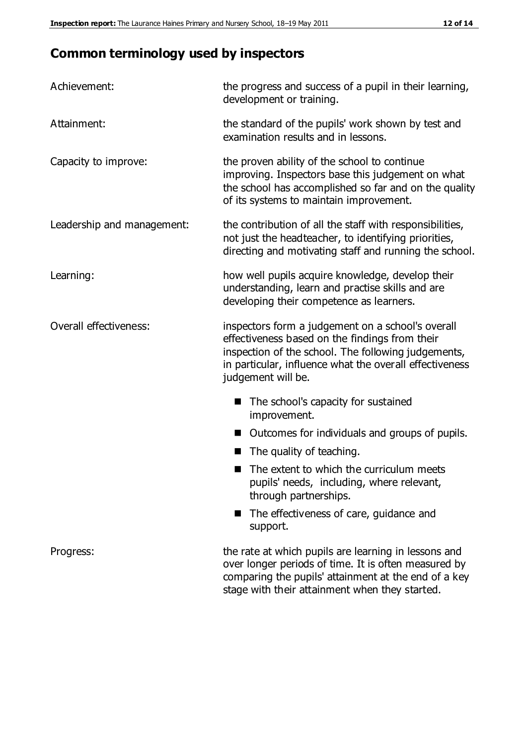## Common terminology used by inspectors

| | |
|---|---|
| Achievement: | the progress and success of a pupil in their learning, development or training. |
| Attainment: | the standard of the pupils' work shown by test and examination results and in lessons. |
| Capacity to improve: | the proven ability of the school to continue improving. Inspectors base this judgement on what the school has accomplished so far and on the quality of its systems to maintain improvement. |
| Leadership and management: | the contribution of all the staff with responsibilities, not just the headteacher, to identifying priorities, directing and motivating staff and running the school. |
| Learning: | how well pupils acquire knowledge, develop their understanding, learn and practise skills and are developing their competence as learners. |
| Overall effectiveness: | inspectors form a judgement on a school's overall effectiveness based on the findings from their inspection of the school. The following judgements, in particular, influence what the overall effectiveness judgement will be. <br>■ The school's capacity for sustained improvement.<br>■ Outcomes for individuals and groups of pupils.<br>■ The quality of teaching.<br>■ The extent to which the curriculum meets pupils' needs, including, where relevant, through partnerships.<br>■ The effectiveness of care, guidance and support. |
| Progress: | the rate at which pupils are learning in lessons and over longer periods of time. It is often measured by comparing the pupils' attainment at the end of a key stage with their attainment when they started. |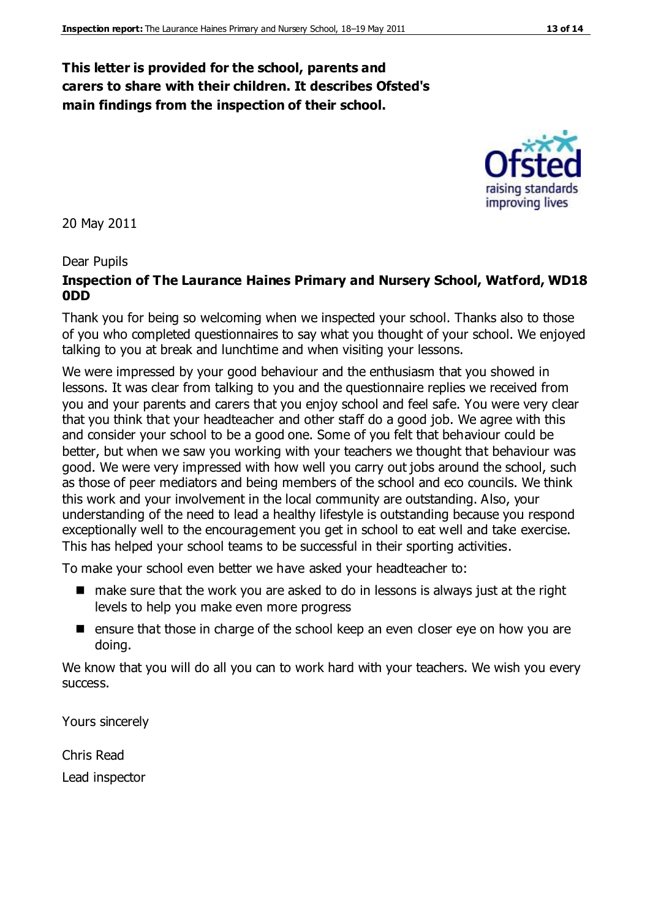**This letter is provided for the school, parents and carers to share with their children. It describes Ofsted's main findings from the inspection of their school.**

20 May 2011

Dear Pupils

**Inspection of The Laurance Haines Primary and Nursery School, Watford, WD18 0DD**

Thank you for being so welcoming when we inspected your school. Thanks also to those of you who completed questionnaires to say what you thought of your school. We enjoyed talking to you at break and lunchtime and when visiting your lessons.

We were impressed by your good behaviour and the enthusiasm that you showed in lessons. It was clear from talking to you and the questionnaire replies we received from you and your parents and carers that you enjoy school and feel safe. You were very clear that you think that your headteacher and other staff do a good job. We agree with this and consider your school to be a good one. Some of you felt that behaviour could be better, but when we saw you working with your teachers we thought that behaviour was good. We were very impressed with how well you carry out jobs around the school, such as those of peer mediators and being members of the school and eco councils. We think this work and your involvement in the local community are outstanding. Also, your understanding of the need to lead a healthy lifestyle is outstanding because you respond exceptionally well to the encouragement you get in school to eat well and take exercise. This has helped your school teams to be successful in their sporting activities.

To make your school even better we have asked your headteacher to:

- make sure that the work you are asked to do in lessons is always just at the right levels to help you make even more progress
- ensure that those in charge of the school keep an even closer eye on how you are doing.

We know that you will do all you can to work hard with your teachers. We wish you every success.

Yours sincerely

Chris Read

Lead inspector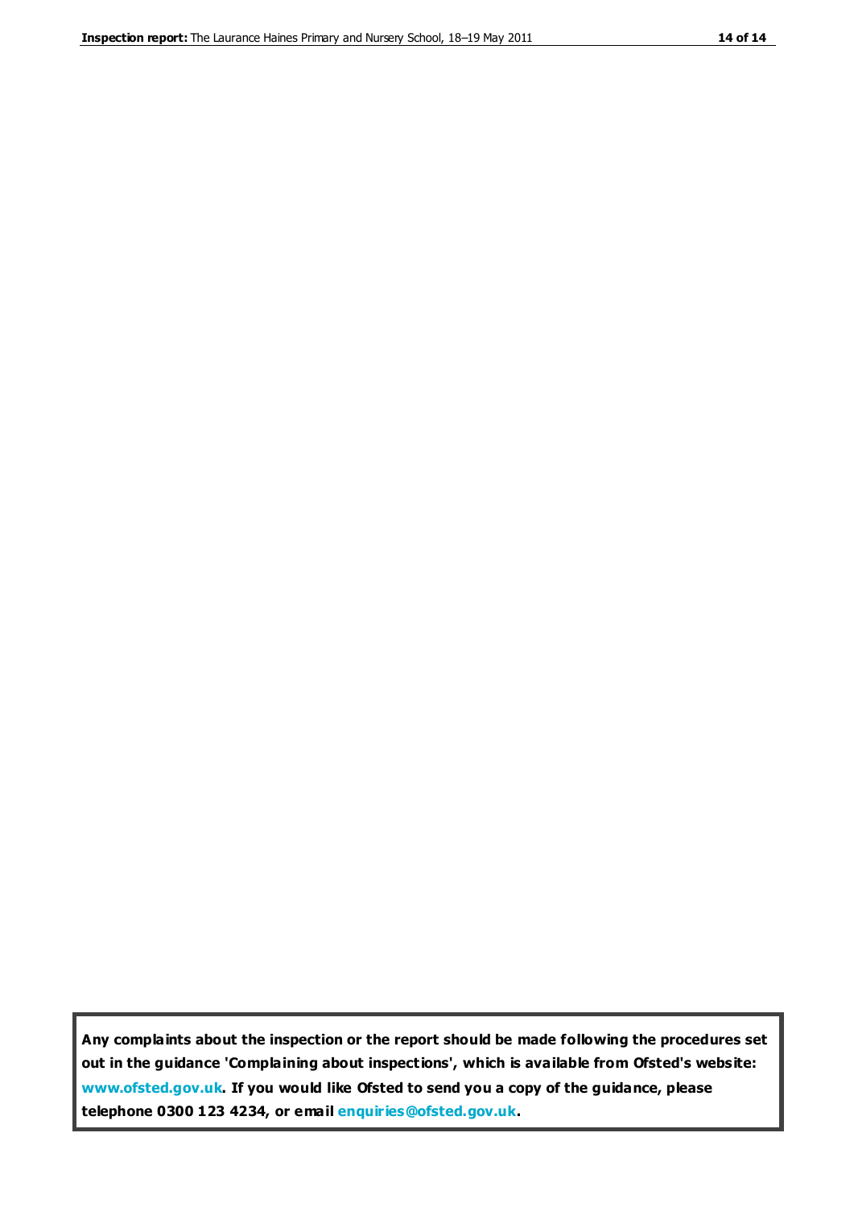**Any complaints about the inspection or the report should be made following the procedures set out in the guidance 'Complaining about inspections', which is available from Ofsted's website: www.ofsted.gov.uk. If you would like Ofsted to send you a copy of the guidance, please telephone 0300 123 4234, or email enquiries@ofsted.gov.uk.**